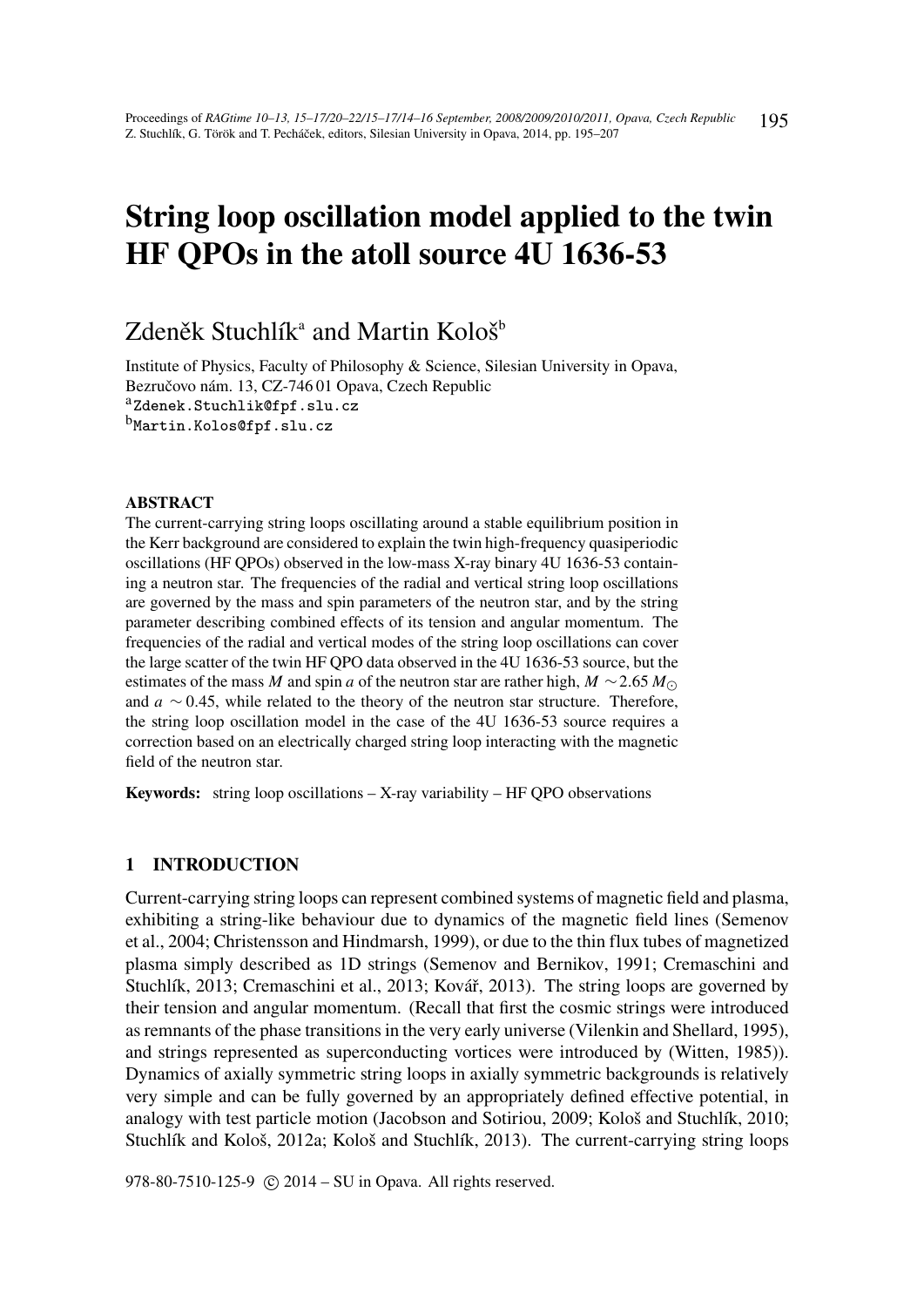# String loop oscillation model applied to the twin HF QPOs in the atoll source 4U 1636-53

Zdeněk Stuchlík[a] and Martin Kološ[b]

Institute of Physics, Faculty of Philosophy & Science, Silesian University in Opava, Bezručovo nám. 13, CZ-746 01 Opava, Czech Republic
[a]Zdenek.Stuchlik@fpf.slu.cz
[b]Martin.Kolos@fpf.slu.cz

### ABSTRACT

The current-carrying string loops oscillating around a stable equilibrium position in the Kerr background are considered to explain the twin high-frequency quasiperiodic oscillations (HF QPOs) observed in the low-mass X-ray binary 4U 1636-53 containing a neutron star. The frequencies of the radial and vertical string loop oscillations are governed by the mass and spin parameters of the neutron star, and by the string parameter describing combined effects of its tension and angular momentum. The frequencies of the radial and vertical modes of the string loop oscillations can cover the large scatter of the twin HF QPO data observed in the 4U 1636-53 source, but the estimates of the mass $M$ and spin $a$ of the neutron star are rather high, $M \sim 2.65\, M_{\odot}$ and $a \sim 0.45$, while related to the theory of the neutron star structure. Therefore, the string loop oscillation model in the case of the 4U 1636-53 source requires a correction based on an electrically charged string loop interacting with the magnetic field of the neutron star.

**Keywords:** string loop oscillations – X-ray variability – HF QPO observations

## 1 INTRODUCTION

Current-carrying string loops can represent combined systems of magnetic field and plasma, exhibiting a string-like behaviour due to dynamics of the magnetic field lines (Semenov et al., 2004; Christensson and Hindmarsh, 1999), or due to the thin flux tubes of magnetized plasma simply described as 1D strings (Semenov and Bernikov, 1991; Cremaschini and Stuchlík, 2013; Cremaschini et al., 2013; Kovář, 2013). The string loops are governed by their tension and angular momentum. (Recall that first the cosmic strings were introduced as remnants of the phase transitions in the very early universe (Vilenkin and Shellard, 1995), and strings represented as superconducting vortices were introduced by (Witten, 1985)). Dynamics of axially symmetric string loops in axially symmetric backgrounds is relatively very simple and can be fully governed by an appropriately defined effective potential, in analogy with test particle motion (Jacobson and Sotiriou, 2009; Kološ and Stuchlík, 2010; Stuchlík and Kološ, 2012a; Kološ and Stuchlík, 2013). The current-carrying string loops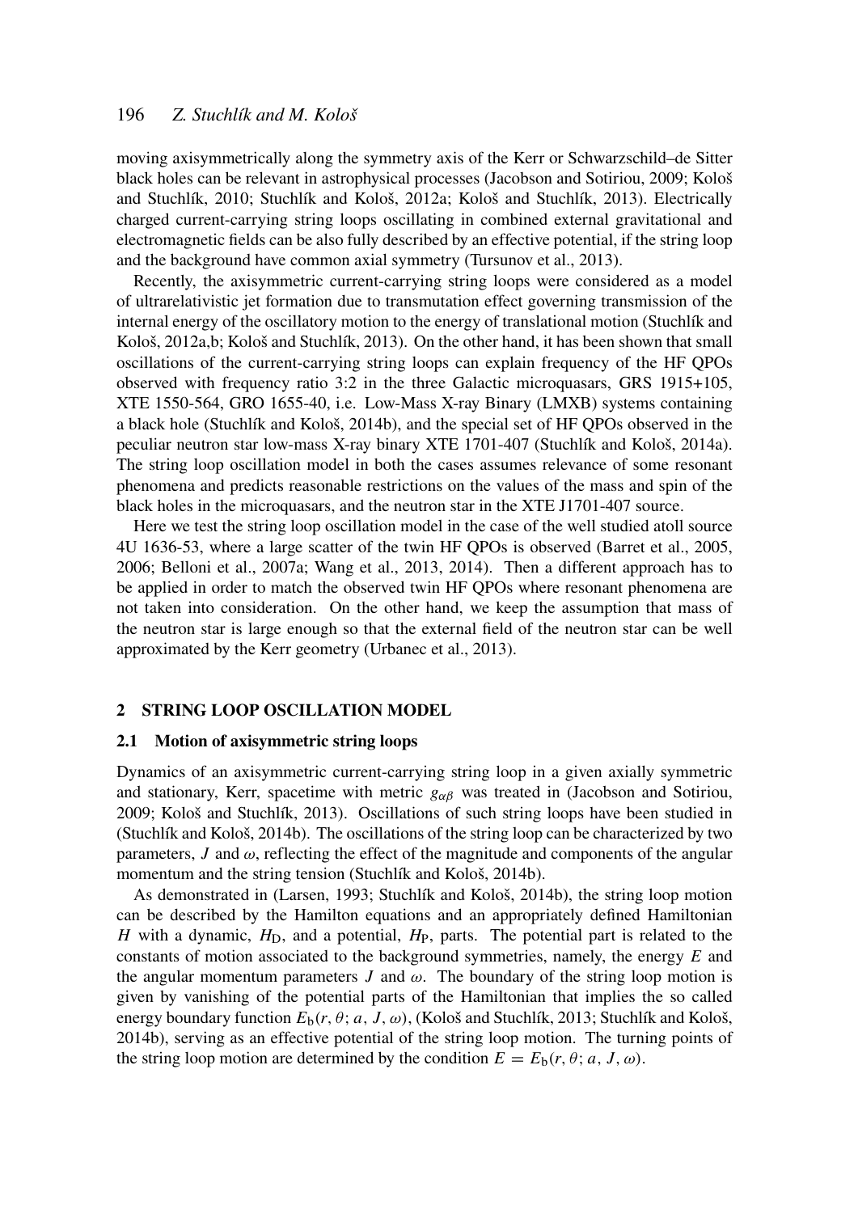moving axisymmetrically along the symmetry axis of the Kerr or Schwarzschild–de Sitter black holes can be relevant in astrophysical processes (Jacobson and Sotiriou, 2009; Kološ and Stuchlík, 2010; Stuchlík and Kološ, 2012a; Kološ and Stuchlík, 2013). Electrically charged current-carrying string loops oscillating in combined external gravitational and electromagnetic fields can be also fully described by an effective potential, if the string loop and the background have common axial symmetry (Tursunov et al., 2013).

Recently, the axisymmetric current-carrying string loops were considered as a model of ultrarelativistic jet formation due to transmutation effect governing transmission of the internal energy of the oscillatory motion to the energy of translational motion (Stuchlík and Kološ, 2012a,b; Kološ and Stuchlík, 2013). On the other hand, it has been shown that small oscillations of the current-carrying string loops can explain frequency of the HF QPOs observed with frequency ratio 3:2 in the three Galactic microquasars, GRS 1915+105, XTE 1550-564, GRO 1655-40, i.e. Low-Mass X-ray Binary (LMXB) systems containing a black hole (Stuchlík and Kološ, 2014b), and the special set of HF QPOs observed in the peculiar neutron star low-mass X-ray binary XTE 1701-407 (Stuchlík and Kološ, 2014a). The string loop oscillation model in both the cases assumes relevance of some resonant phenomena and predicts reasonable restrictions on the values of the mass and spin of the black holes in the microquasars, and the neutron star in the XTE J1701-407 source.

Here we test the string loop oscillation model in the case of the well studied atoll source 4U 1636-53, where a large scatter of the twin HF QPOs is observed (Barret et al., 2005, 2006; Belloni et al., 2007a; Wang et al., 2013, 2014). Then a different approach has to be applied in order to match the observed twin HF QPOs where resonant phenomena are not taken into consideration. On the other hand, we keep the assumption that mass of the neutron star is large enough so that the external field of the neutron star can be well approximated by the Kerr geometry (Urbanec et al., 2013).

## 2 STRING LOOP OSCILLATION MODEL

### 2.1 Motion of axisymmetric string loops

Dynamics of an axisymmetric current-carrying string loop in a given axially symmetric and stationary, Kerr, spacetime with metric $g_{\alpha\beta}$ was treated in (Jacobson and Sotiriou, 2009; Kološ and Stuchlík, 2013). Oscillations of such string loops have been studied in (Stuchlík and Kološ, 2014b). The oscillations of the string loop can be characterized by two parameters, $J$ and $\omega$, reflecting the effect of the magnitude and components of the angular momentum and the string tension (Stuchlík and Kološ, 2014b).

As demonstrated in (Larsen, 1993; Stuchlík and Kološ, 2014b), the string loop motion can be described by the Hamilton equations and an appropriately defined Hamiltonian $H$ with a dynamic, $H_{\mathrm{D}}$, and a potential, $H_{\mathrm{P}}$, parts. The potential part is related to the constants of motion associated to the background symmetries, namely, the energy $E$ and the angular momentum parameters $J$ and $\omega$. The boundary of the string loop motion is given by vanishing of the potential parts of the Hamiltonian that implies the so called energy boundary function $E_{\mathrm{b}}(r, \theta; a, J, \omega)$, (Kološ and Stuchlík, 2013; Stuchlík and Kološ, 2014b), serving as an effective potential of the string loop motion. The turning points of the string loop motion are determined by the condition $E = E_{\mathrm{b}}(r, \theta; a, J, \omega)$.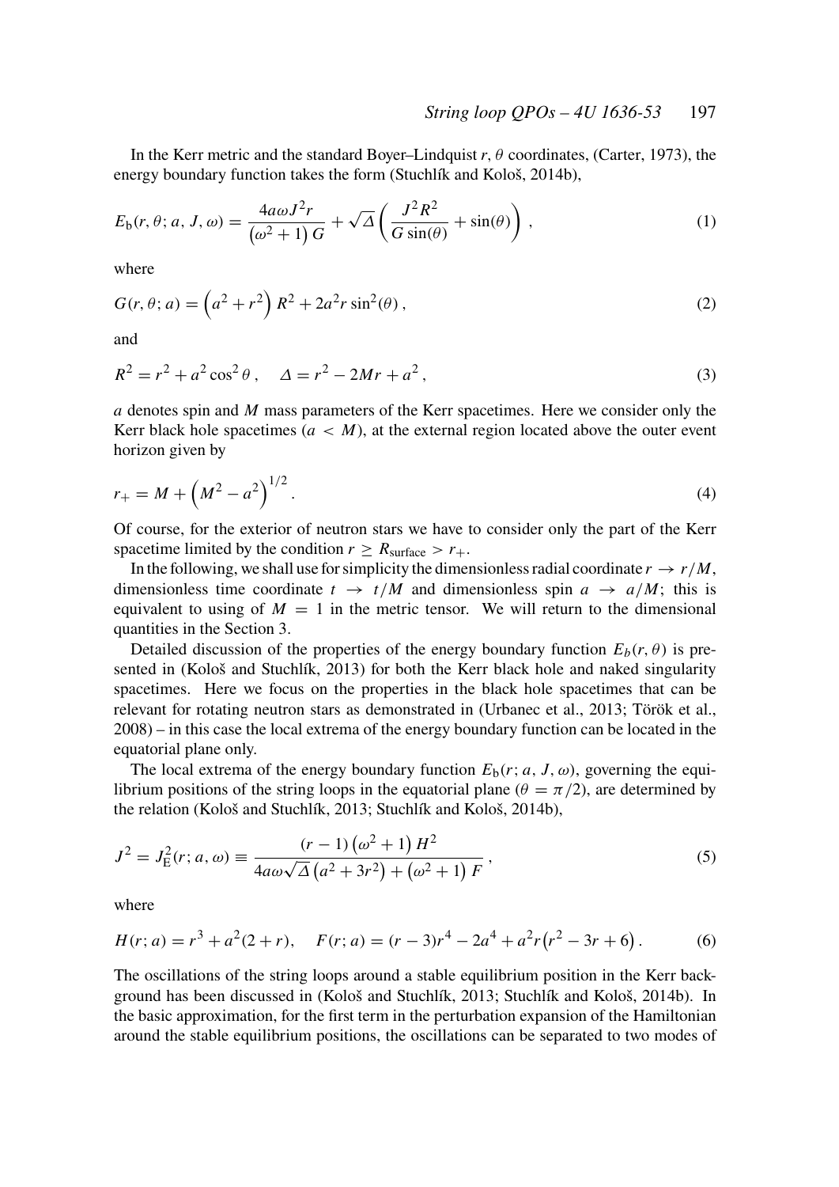In the Kerr metric and the standard Boyer–Lindquist $r$, $\theta$ coordinates, (Carter, 1973), the energy boundary function takes the form (Stuchlík and Kološ, 2014b),

$$E_{\rm b}(r,\theta;a,J,\omega) = \frac{4a\omega J^2 r}{\left(\omega^2+1\right)G} + \sqrt{\Delta}\left(\frac{J^2 R^2}{G\sin(\theta)} + \sin(\theta)\right), \tag{1}$$

where

$$G(r,\theta;a) = \left(a^2+r^2\right)R^2 + 2a^2 r\sin^2(\theta), \tag{2}$$

and

$$R^2 = r^2 + a^2\cos^2\theta, \quad \Delta = r^2 - 2Mr + a^2, \tag{3}$$

$a$ denotes spin and $M$ mass parameters of the Kerr spacetimes. Here we consider only the Kerr black hole spacetimes ($a < M$), at the external region located above the outer event horizon given by

$$r_+ = M + \left(M^2 - a^2\right)^{1/2}. \tag{4}$$

Of course, for the exterior of neutron stars we have to consider only the part of the Kerr spacetime limited by the condition $r \geq R_{\rm surface} > r_+$.

In the following, we shall use for simplicity the dimensionless radial coordinate $r \to r/M$, dimensionless time coordinate $t \to t/M$ and dimensionless spin $a \to a/M$; this is equivalent to using of $M = 1$ in the metric tensor. We will return to the dimensional quantities in the Section 3.

Detailed discussion of the properties of the energy boundary function $E_b(r,\theta)$ is presented in (Kološ and Stuchlík, 2013) for both the Kerr black hole and naked singularity spacetimes. Here we focus on the properties in the black hole spacetimes that can be relevant for rotating neutron stars as demonstrated in (Urbanec et al., 2013; Török et al., 2008) – in this case the local extrema of the energy boundary function can be located in the equatorial plane only.

The local extrema of the energy boundary function $E_{\rm b}(r;a,J,\omega)$, governing the equilibrium positions of the string loops in the equatorial plane ($\theta = \pi/2$), are determined by the relation (Kološ and Stuchlík, 2013; Stuchlík and Kološ, 2014b),

$$J^2 = J_{\rm E}^2(r;a,\omega) \equiv \frac{(r-1)\left(\omega^2+1\right)H^2}{4a\omega\sqrt{\Delta}\left(a^2+3r^2\right) + \left(\omega^2+1\right)F}, \tag{5}$$

where

$$H(r;a) = r^3 + a^2(2+r), \quad F(r;a) = (r-3)r^4 - 2a^4 + a^2 r\left(r^2 - 3r + 6\right). \tag{6}$$

The oscillations of the string loops around a stable equilibrium position in the Kerr background has been discussed in (Kološ and Stuchlík, 2013; Stuchlík and Kološ, 2014b). In the basic approximation, for the first term in the perturbation expansion of the Hamiltonian around the stable equilibrium positions, the oscillations can be separated to two modes of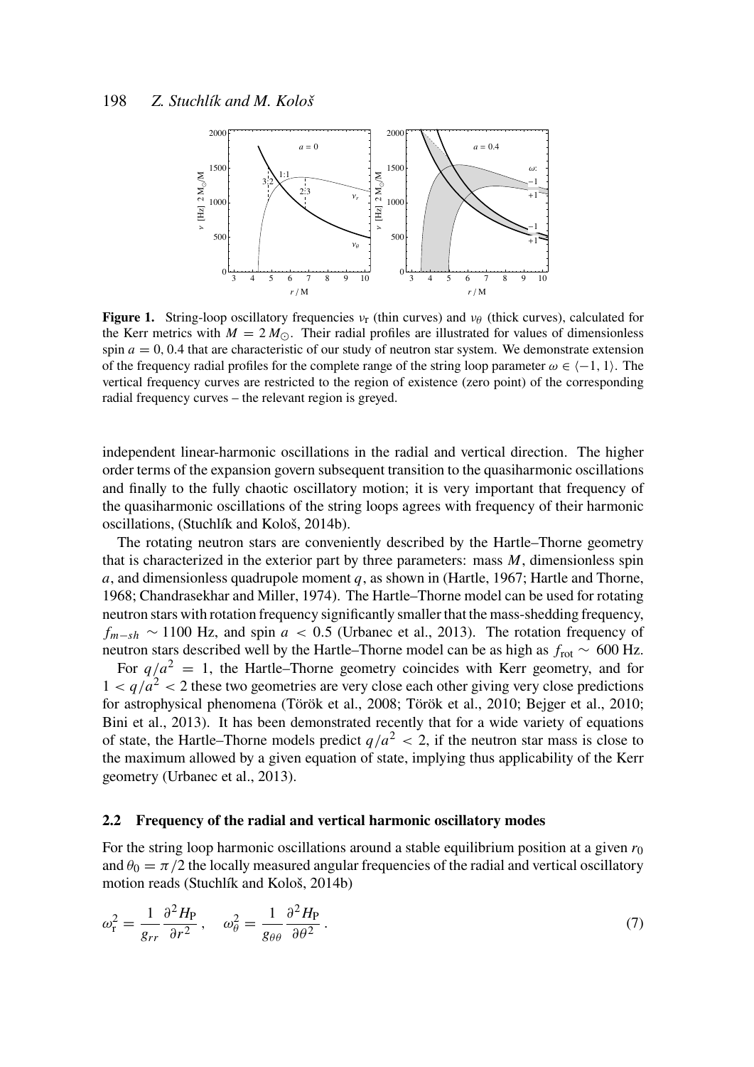**Figure 1.** String-loop oscillatory frequencies $\nu_r$ (thin curves) and $\nu_\theta$ (thick curves), calculated for the Kerr metrics with $M = 2\,M_\odot$. Their radial profiles are illustrated for values of dimensionless spin $a = 0, 0.4$ that are characteristic of our study of neutron star system. We demonstrate extension of the frequency radial profiles for the complete range of the string loop parameter $\omega \in \langle -1, 1 \rangle$. The vertical frequency curves are restricted to the region of existence (zero point) of the corresponding radial frequency curves – the relevant region is greyed.

independent linear-harmonic oscillations in the radial and vertical direction. The higher order terms of the expansion govern subsequent transition to the quasiharmonic oscillations and finally to the fully chaotic oscillatory motion; it is very important that frequency of the quasiharmonic oscillations of the string loops agrees with frequency of their harmonic oscillations, (Stuchlík and Kološ, 2014b).

The rotating neutron stars are conveniently described by the Hartle–Thorne geometry that is characterized in the exterior part by three parameters: mass $M$, dimensionless spin $a$, and dimensionless quadrupole moment $q$, as shown in (Hartle, 1967; Hartle and Thorne, 1968; Chandrasekhar and Miller, 1974). The Hartle–Thorne model can be used for rotating neutron stars with rotation frequency significantly smaller that the mass-shedding frequency, $f_{m-sh} \sim 1100$ Hz, and spin $a < 0.5$ (Urbanec et al., 2013). The rotation frequency of neutron stars described well by the Hartle–Thorne model can be as high as $f_{\mathrm{rot}} \sim 600$ Hz.

For $q/a^2 = 1$, the Hartle–Thorne geometry coincides with Kerr geometry, and for $1 < q/a^2 < 2$ these two geometries are very close each other giving very close predictions for astrophysical phenomena (Török et al., 2008; Török et al., 2010; Bejger et al., 2010; Bini et al., 2013). It has been demonstrated recently that for a wide variety of equations of state, the Hartle–Thorne models predict $q/a^2 < 2$, if the neutron star mass is close to the maximum allowed by a given equation of state, implying thus applicability of the Kerr geometry (Urbanec et al., 2013).

### 2.2 Frequency of the radial and vertical harmonic oscillatory modes

For the string loop harmonic oscillations around a stable equilibrium position at a given $r_0$ and $\theta_0 = \pi/2$ the locally measured angular frequencies of the radial and vertical oscillatory motion reads (Stuchlík and Kološ, 2014b)

$$\omega_r^2 = \frac{1}{g_{rr}} \frac{\partial^2 H_P}{\partial r^2}\,, \quad \omega_\theta^2 = \frac{1}{g_{\theta\theta}} \frac{\partial^2 H_P}{\partial \theta^2}\,. \tag{7}$$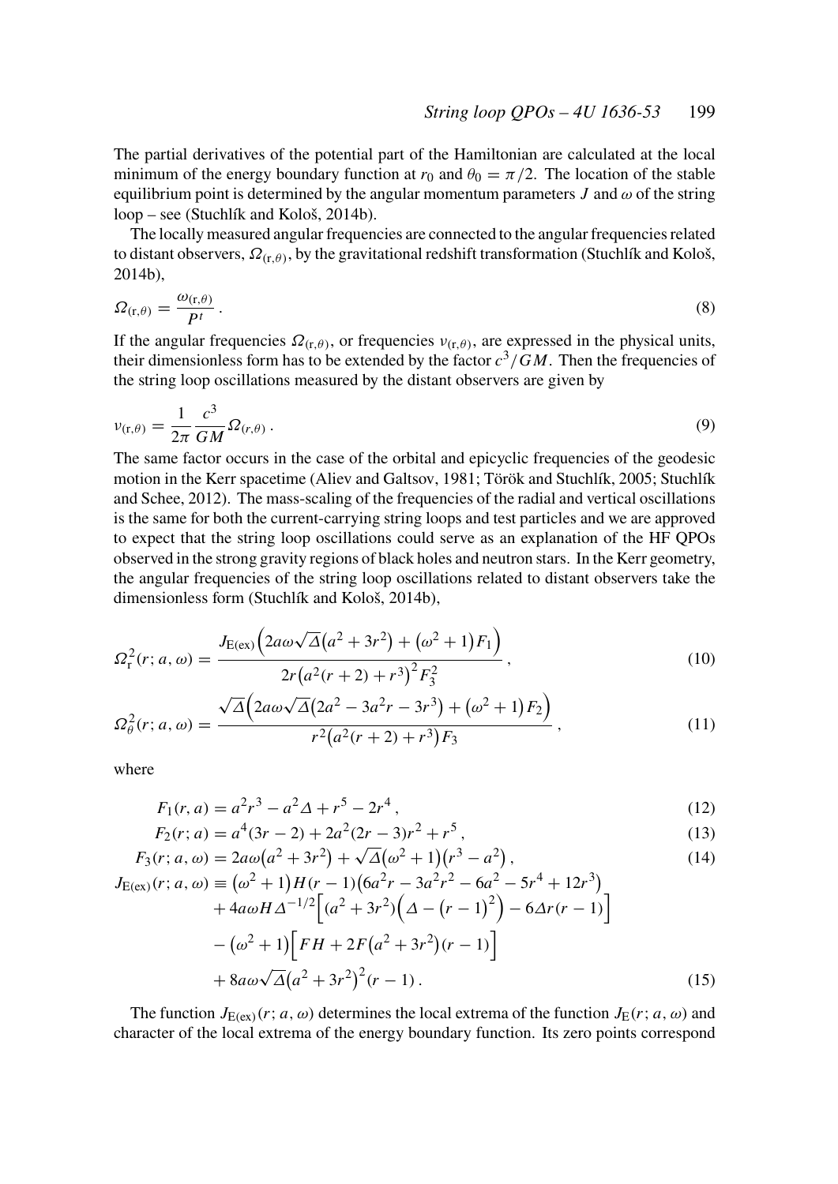The partial derivatives of the potential part of the Hamiltonian are calculated at the local minimum of the energy boundary function at $r_0$ and $\theta_0 = \pi/2$. The location of the stable equilibrium point is determined by the angular momentum parameters $J$ and $\omega$ of the string loop – see (Stuchlík and Kološ, 2014b).

The locally measured angular frequencies are connected to the angular frequencies related to distant observers, $\Omega_{(\mathrm{r},\theta)}$, by the gravitational redshift transformation (Stuchlík and Kološ, 2014b),

$$\Omega_{(\mathrm{r},\theta)} = \frac{\omega_{(\mathrm{r},\theta)}}{P^t} \,. \tag{8}$$

If the angular frequencies $\Omega_{(\mathrm{r},\theta)}$, or frequencies $\nu_{(\mathrm{r},\theta)}$, are expressed in the physical units, their dimensionless form has to be extended by the factor $c^3/GM$. Then the frequencies of the string loop oscillations measured by the distant observers are given by

$$\nu_{(\mathrm{r},\theta)} = \frac{1}{2\pi}\frac{c^3}{GM}\Omega_{(r,\theta)} \,. \tag{9}$$

The same factor occurs in the case of the orbital and epicyclic frequencies of the geodesic motion in the Kerr spacetime (Aliev and Galtsov, 1981; Török and Stuchlík, 2005; Stuchlík and Schee, 2012). The mass-scaling of the frequencies of the radial and vertical oscillations is the same for both the current-carrying string loops and test particles and we are approved to expect that the string loop oscillations could serve as an explanation of the HF QPOs observed in the strong gravity regions of black holes and neutron stars. In the Kerr geometry, the angular frequencies of the string loop oscillations related to distant observers take the dimensionless form (Stuchlík and Kološ, 2014b),

$$\Omega^2_{\mathrm{r}}(r;a,\omega) = \frac{J_{\mathrm{E(ex)}}\Big(2a\omega\sqrt{\Delta}\big(a^2+3r^2\big) + \big(\omega^2+1\big)F_1\Big)}{2r\big(a^2(r+2)+r^3\big)^2 F_3^2} \,, \tag{10}$$

$$\Omega^2_{\theta}(r;a,\omega) = \frac{\sqrt{\Delta}\Big(2a\omega\sqrt{\Delta}\big(2a^2-3a^2r-3r^3\big) + \big(\omega^2+1\big)F_2\Big)}{r^2\big(a^2(r+2)+r^3\big)F_3} \,, \tag{11}$$

where

$$F_1(r,a) = a^2r^3 - a^2\Delta + r^5 - 2r^4 \,, \tag{12}$$

$$F_2(r;a) = a^4(3r-2) + 2a^2(2r-3)r^2 + r^5 \,, \tag{13}$$

$$F_3(r;a,\omega) = 2a\omega\big(a^2+3r^2\big) + \sqrt{\Delta}\big(\omega^2+1\big)\big(r^3-a^2\big) \,, \tag{14}$$

$$\begin{aligned}
J_{\mathrm{E(ex)}}(r;a,\omega) \equiv{}& \big(\omega^2+1\big)H(r-1)\big(6a^2r - 3a^2r^2 - 6a^2 - 5r^4 + 12r^3\big) \\
&+ 4a\omega H\Delta^{-1/2}\Big[(a^2+3r^2)\Big(\Delta - \big(r-1\big)^2\Big) - 6\Delta r(r-1)\Big] \\
&- \big(\omega^2+1\big)\Big[FH + 2F\big(a^2+3r^2\big)(r-1)\Big] \\
&+ 8a\omega\sqrt{\Delta}\big(a^2+3r^2\big)^2(r-1) \,.
\end{aligned} \tag{15}$$

The function $J_{\mathrm{E(ex)}}(r;a,\omega)$ determines the local extrema of the function $J_{\mathrm{E}}(r;a,\omega)$ and character of the local extrema of the energy boundary function. Its zero points correspond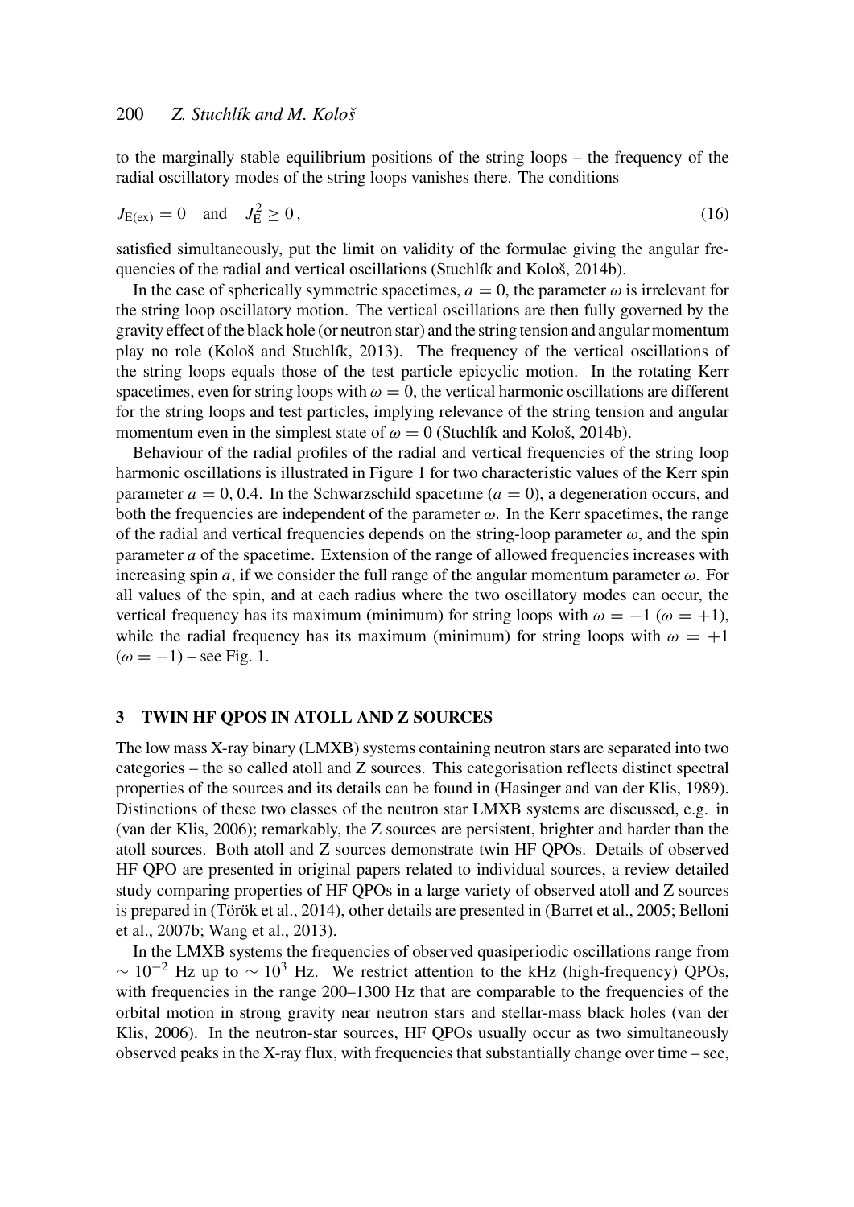to the marginally stable equilibrium positions of the string loops – the frequency of the radial oscillatory modes of the string loops vanishes there. The conditions

$$J_{\mathrm{E(ex)}} = 0 \quad \text{and} \quad J_{\mathrm{E}}^2 \geq 0\,, \tag{16}$$

satisfied simultaneously, put the limit on validity of the formulae giving the angular frequencies of the radial and vertical oscillations (Stuchlík and Kološ, 2014b).

In the case of spherically symmetric spacetimes, $a = 0$, the parameter $\omega$ is irrelevant for the string loop oscillatory motion. The vertical oscillations are then fully governed by the gravity effect of the black hole (or neutron star) and the string tension and angular momentum play no role (Kološ and Stuchlík, 2013). The frequency of the vertical oscillations of the string loops equals those of the test particle epicyclic motion. In the rotating Kerr spacetimes, even for string loops with $\omega = 0$, the vertical harmonic oscillations are different for the string loops and test particles, implying relevance of the string tension and angular momentum even in the simplest state of $\omega = 0$ (Stuchlík and Kološ, 2014b).

Behaviour of the radial profiles of the radial and vertical frequencies of the string loop harmonic oscillations is illustrated in Figure 1 for two characteristic values of the Kerr spin parameter $a = 0, 0.4$. In the Schwarzschild spacetime ($a = 0$), a degeneration occurs, and both the frequencies are independent of the parameter $\omega$. In the Kerr spacetimes, the range of the radial and vertical frequencies depends on the string-loop parameter $\omega$, and the spin parameter $a$ of the spacetime. Extension of the range of allowed frequencies increases with increasing spin $a$, if we consider the full range of the angular momentum parameter $\omega$. For all values of the spin, and at each radius where the two oscillatory modes can occur, the vertical frequency has its maximum (minimum) for string loops with $\omega = -1$ ($\omega = +1$), while the radial frequency has its maximum (minimum) for string loops with $\omega = +1$ ($\omega = -1$) – see Fig. 1.

## 3 TWIN HF QPOS IN ATOLL AND Z SOURCES

The low mass X-ray binary (LMXB) systems containing neutron stars are separated into two categories – the so called atoll and Z sources. This categorisation reflects distinct spectral properties of the sources and its details can be found in (Hasinger and van der Klis, 1989). Distinctions of these two classes of the neutron star LMXB systems are discussed, e.g. in (van der Klis, 2006); remarkably, the Z sources are persistent, brighter and harder than the atoll sources. Both atoll and Z sources demonstrate twin HF QPOs. Details of observed HF QPO are presented in original papers related to individual sources, a review detailed study comparing properties of HF QPOs in a large variety of observed atoll and Z sources is prepared in (Török et al., 2014), other details are presented in (Barret et al., 2005; Belloni et al., 2007b; Wang et al., 2013).

In the LMXB systems the frequencies of observed quasiperiodic oscillations range from $\sim 10^{-2}$ Hz up to $\sim 10^{3}$ Hz. We restrict attention to the kHz (high-frequency) QPOs, with frequencies in the range 200–1300 Hz that are comparable to the frequencies of the orbital motion in strong gravity near neutron stars and stellar-mass black holes (van der Klis, 2006). In the neutron-star sources, HF QPOs usually occur as two simultaneously observed peaks in the X-ray flux, with frequencies that substantially change over time – see,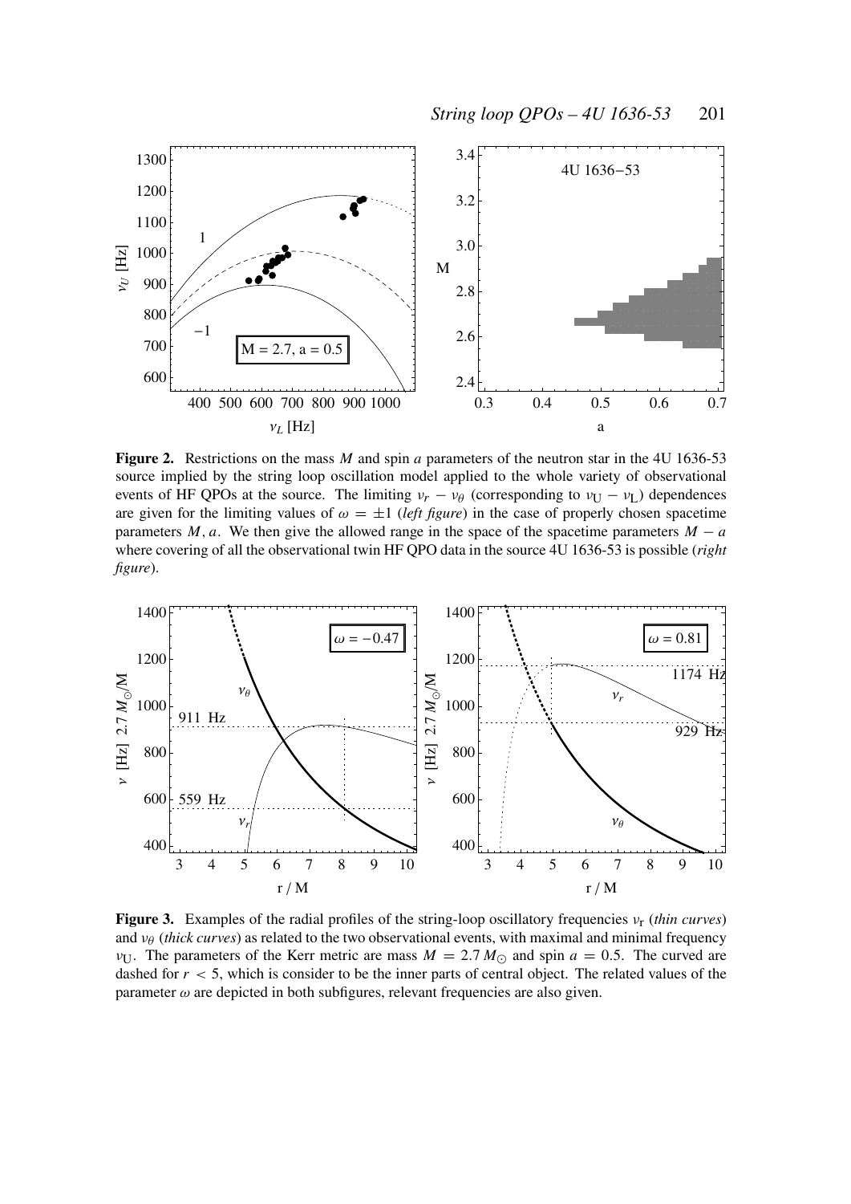**Figure 2.** Restrictions on the mass $M$ and spin $a$ parameters of the neutron star in the 4U 1636-53 source implied by the string loop oscillation model applied to the whole variety of observational events of HF QPOs at the source. The limiting $\nu_r - \nu_\theta$ (corresponding to $\nu_{\rm U} - \nu_{\rm L}$) dependences are given for the limiting values of $\omega = \pm 1$ (*left figure*) in the case of properly chosen spacetime parameters $M, a$. We then give the allowed range in the space of the spacetime parameters $M - a$ where covering of all the observational twin HF QPO data in the source 4U 1636-53 is possible (*right figure*).

**Figure 3.** Examples of the radial profiles of the string-loop oscillatory frequencies $\nu_{\rm r}$ (*thin curves*) and $\nu_\theta$ (*thick curves*) as related to the two observational events, with maximal and minimal frequency $\nu_{\rm U}$. The parameters of the Kerr metric are mass $M = 2.7\,M_\odot$ and spin $a = 0.5$. The curved are dashed for $r < 5$, which is consider to be the inner parts of central object. The related values of the parameter $\omega$ are depicted in both subfigures, relevant frequencies are also given.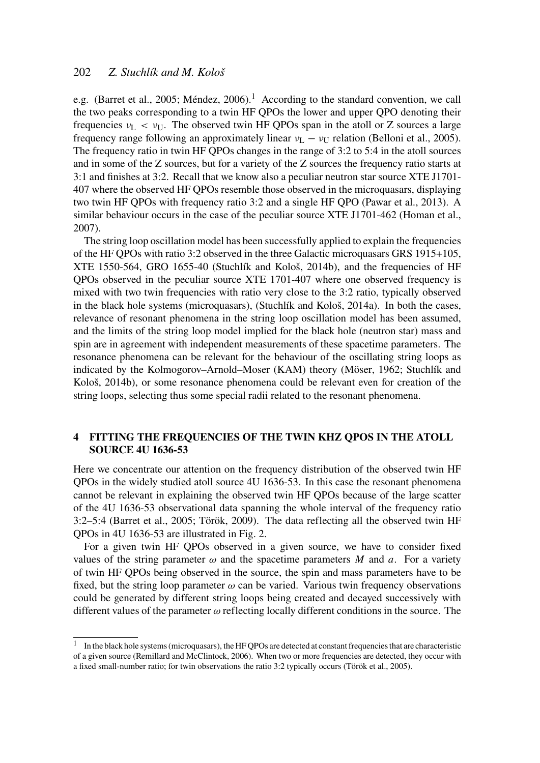e.g. (Barret et al., 2005; Méndez, 2006).[1] According to the standard convention, we call the two peaks corresponding to a twin HF QPOs the lower and upper QPO denoting their frequencies $\nu_L < \nu_U$. The observed twin HF QPOs span in the atoll or Z sources a large frequency range following an approximately linear $\nu_L - \nu_U$ relation (Belloni et al., 2005). The frequency ratio in twin HF QPOs changes in the range of 3:2 to 5:4 in the atoll sources and in some of the Z sources, but for a variety of the Z sources the frequency ratio starts at 3:1 and finishes at 3:2. Recall that we know also a peculiar neutron star source XTE J1701-407 where the observed HF QPOs resemble those observed in the microquasars, displaying two twin HF QPOs with frequency ratio 3:2 and a single HF QPO (Pawar et al., 2013). A similar behaviour occurs in the case of the peculiar source XTE J1701-462 (Homan et al., 2007).

The string loop oscillation model has been successfully applied to explain the frequencies of the HF QPOs with ratio 3:2 observed in the three Galactic microquasars GRS 1915+105, XTE 1550-564, GRO 1655-40 (Stuchlík and Kološ, 2014b), and the frequencies of HF QPOs observed in the peculiar source XTE 1701-407 where one observed frequency is mixed with two twin frequencies with ratio very close to the 3:2 ratio, typically observed in the black hole systems (microquasars), (Stuchlík and Kološ, 2014a). In both the cases, relevance of resonant phenomena in the string loop oscillation model has been assumed, and the limits of the string loop model implied for the black hole (neutron star) mass and spin are in agreement with independent measurements of these spacetime parameters. The resonance phenomena can be relevant for the behaviour of the oscillating string loops as indicated by the Kolmogorov–Arnold–Moser (KAM) theory (Möser, 1962; Stuchlík and Kološ, 2014b), or some resonance phenomena could be relevant even for creation of the string loops, selecting thus some special radii related to the resonant phenomena.

## 4 FITTING THE FREQUENCIES OF THE TWIN KHZ QPOS IN THE ATOLL SOURCE 4U 1636-53

Here we concentrate our attention on the frequency distribution of the observed twin HF QPOs in the widely studied atoll source 4U 1636-53. In this case the resonant phenomena cannot be relevant in explaining the observed twin HF QPOs because of the large scatter of the 4U 1636-53 observational data spanning the whole interval of the frequency ratio 3:2–5:4 (Barret et al., 2005; Török, 2009). The data reflecting all the observed twin HF QPOs in 4U 1636-53 are illustrated in Fig. 2.

For a given twin HF QPOs observed in a given source, we have to consider fixed values of the string parameter $\omega$ and the spacetime parameters $M$ and $a$. For a variety of twin HF QPOs being observed in the source, the spin and mass parameters have to be fixed, but the string loop parameter $\omega$ can be varied. Various twin frequency observations could be generated by different string loops being created and decayed successively with different values of the parameter $\omega$ reflecting locally different conditions in the source. The

[1] In the black hole systems (microquasars), the HF QPOs are detected at constant frequencies that are characteristic of a given source (Remillard and McClintock, 2006). When two or more frequencies are detected, they occur with a fixed small-number ratio; for twin observations the ratio 3:2 typically occurs (Török et al., 2005).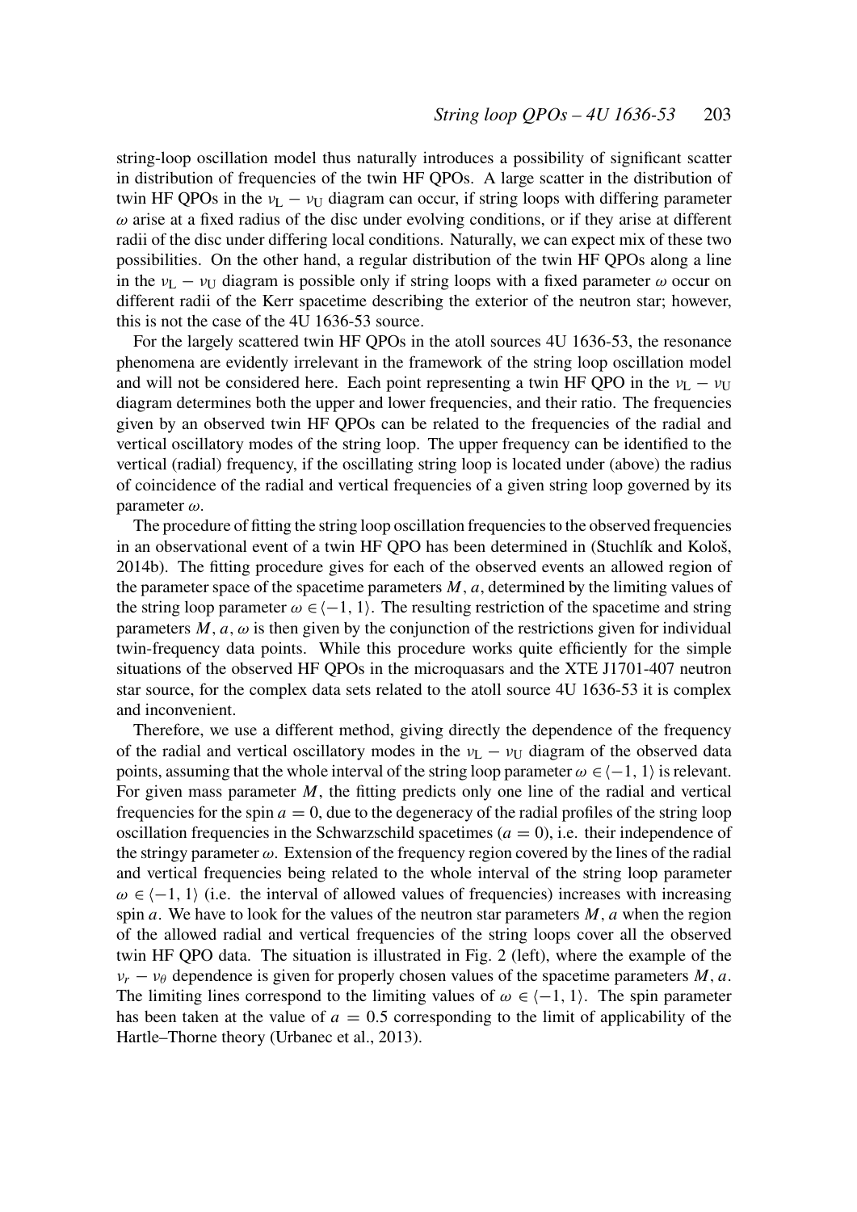string-loop oscillation model thus naturally introduces a possibility of significant scatter in distribution of frequencies of the twin HF QPOs. A large scatter in the distribution of twin HF QPOs in the $\nu_L - \nu_U$ diagram can occur, if string loops with differing parameter $\omega$ arise at a fixed radius of the disc under evolving conditions, or if they arise at different radii of the disc under differing local conditions. Naturally, we can expect mix of these two possibilities. On the other hand, a regular distribution of the twin HF QPOs along a line in the $\nu_L - \nu_U$ diagram is possible only if string loops with a fixed parameter $\omega$ occur on different radii of the Kerr spacetime describing the exterior of the neutron star; however, this is not the case of the 4U 1636-53 source.

For the largely scattered twin HF QPOs in the atoll sources 4U 1636-53, the resonance phenomena are evidently irrelevant in the framework of the string loop oscillation model and will not be considered here. Each point representing a twin HF QPO in the $\nu_L - \nu_U$ diagram determines both the upper and lower frequencies, and their ratio. The frequencies given by an observed twin HF QPOs can be related to the frequencies of the radial and vertical oscillatory modes of the string loop. The upper frequency can be identified to the vertical (radial) frequency, if the oscillating string loop is located under (above) the radius of coincidence of the radial and vertical frequencies of a given string loop governed by its parameter $\omega$.

The procedure of fitting the string loop oscillation frequencies to the observed frequencies in an observational event of a twin HF QPO has been determined in (Stuchlík and Kološ, 2014b). The fitting procedure gives for each of the observed events an allowed region of the parameter space of the spacetime parameters $M$, $a$, determined by the limiting values of the string loop parameter $\omega \in \langle -1, 1 \rangle$. The resulting restriction of the spacetime and string parameters $M$, $a$, $\omega$ is then given by the conjunction of the restrictions given for individual twin-frequency data points. While this procedure works quite efficiently for the simple situations of the observed HF QPOs in the microquasars and the XTE J1701-407 neutron star source, for the complex data sets related to the atoll source 4U 1636-53 it is complex and inconvenient.

Therefore, we use a different method, giving directly the dependence of the frequency of the radial and vertical oscillatory modes in the $\nu_L - \nu_U$ diagram of the observed data points, assuming that the whole interval of the string loop parameter $\omega \in \langle -1, 1 \rangle$ is relevant. For given mass parameter $M$, the fitting predicts only one line of the radial and vertical frequencies for the spin $a = 0$, due to the degeneracy of the radial profiles of the string loop oscillation frequencies in the Schwarzschild spacetimes ($a = 0$), i.e. their independence of the stringy parameter $\omega$. Extension of the frequency region covered by the lines of the radial and vertical frequencies being related to the whole interval of the string loop parameter $\omega \in \langle -1, 1 \rangle$ (i.e. the interval of allowed values of frequencies) increases with increasing spin $a$. We have to look for the values of the neutron star parameters $M$, $a$ when the region of the allowed radial and vertical frequencies of the string loops cover all the observed twin HF QPO data. The situation is illustrated in Fig. 2 (left), where the example of the $\nu_r - \nu_\theta$ dependence is given for properly chosen values of the spacetime parameters $M$, $a$. The limiting lines correspond to the limiting values of $\omega \in \langle -1, 1 \rangle$. The spin parameter has been taken at the value of $a = 0.5$ corresponding to the limit of applicability of the Hartle–Thorne theory (Urbanec et al., 2013).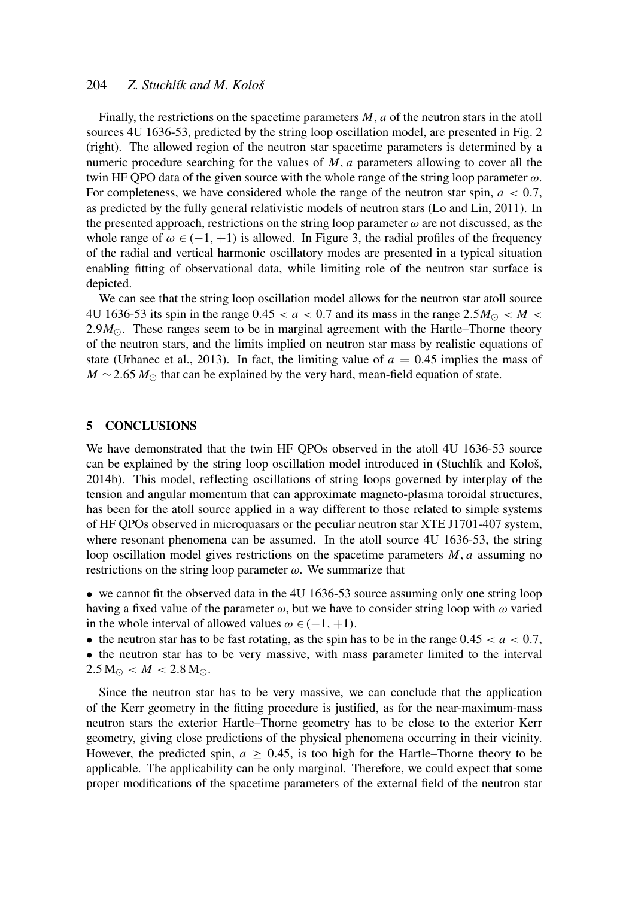Finally, the restrictions on the spacetime parameters $M, a$ of the neutron stars in the atoll sources 4U 1636-53, predicted by the string loop oscillation model, are presented in Fig. 2 (right). The allowed region of the neutron star spacetime parameters is determined by a numeric procedure searching for the values of $M, a$ parameters allowing to cover all the twin HF QPO data of the given source with the whole range of the string loop parameter $\omega$. For completeness, we have considered whole the range of the neutron star spin, $a < 0.7$, as predicted by the fully general relativistic models of neutron stars (Lo and Lin, 2011). In the presented approach, restrictions on the string loop parameter $\omega$ are not discussed, as the whole range of $\omega \in (-1, +1)$ is allowed. In Figure 3, the radial profiles of the frequency of the radial and vertical harmonic oscillatory modes are presented in a typical situation enabling fitting of observational data, while limiting role of the neutron star surface is depicted.

We can see that the string loop oscillation model allows for the neutron star atoll source 4U 1636-53 its spin in the range $0.45 < a < 0.7$ and its mass in the range $2.5M_{\odot} < M < 2.9M_{\odot}$. These ranges seem to be in marginal agreement with the Hartle–Thorne theory of the neutron stars, and the limits implied on neutron star mass by realistic equations of state (Urbanec et al., 2013). In fact, the limiting value of $a = 0.45$ implies the mass of $M \sim 2.65\, M_{\odot}$ that can be explained by the very hard, mean-field equation of state.

## 5 CONCLUSIONS

We have demonstrated that the twin HF QPOs observed in the atoll 4U 1636-53 source can be explained by the string loop oscillation model introduced in (Stuchlík and Kološ, 2014b). This model, reflecting oscillations of string loops governed by interplay of the tension and angular momentum that can approximate magneto-plasma toroidal structures, has been for the atoll source applied in a way different to those related to simple systems of HF QPOs observed in microquasars or the peculiar neutron star XTE J1701-407 system, where resonant phenomena can be assumed. In the atoll source 4U 1636-53, the string loop oscillation model gives restrictions on the spacetime parameters $M, a$ assuming no restrictions on the string loop parameter $\omega$. We summarize that

- we cannot fit the observed data in the 4U 1636-53 source assuming only one string loop having a fixed value of the parameter $\omega$, but we have to consider string loop with $\omega$ varied in the whole interval of allowed values $\omega \in (-1, +1)$.
- the neutron star has to be fast rotating, as the spin has to be in the range $0.45 < a < 0.7$,
- the neutron star has to be very massive, with mass parameter limited to the interval $2.5\,\mathrm{M}_{\odot} < M < 2.8\,\mathrm{M}_{\odot}$.

Since the neutron star has to be very massive, we can conclude that the application of the Kerr geometry in the fitting procedure is justified, as for the near-maximum-mass neutron stars the exterior Hartle–Thorne geometry has to be close to the exterior Kerr geometry, giving close predictions of the physical phenomena occurring in their vicinity. However, the predicted spin, $a \geq 0.45$, is too high for the Hartle–Thorne theory to be applicable. The applicability can be only marginal. Therefore, we could expect that some proper modifications of the spacetime parameters of the external field of the neutron star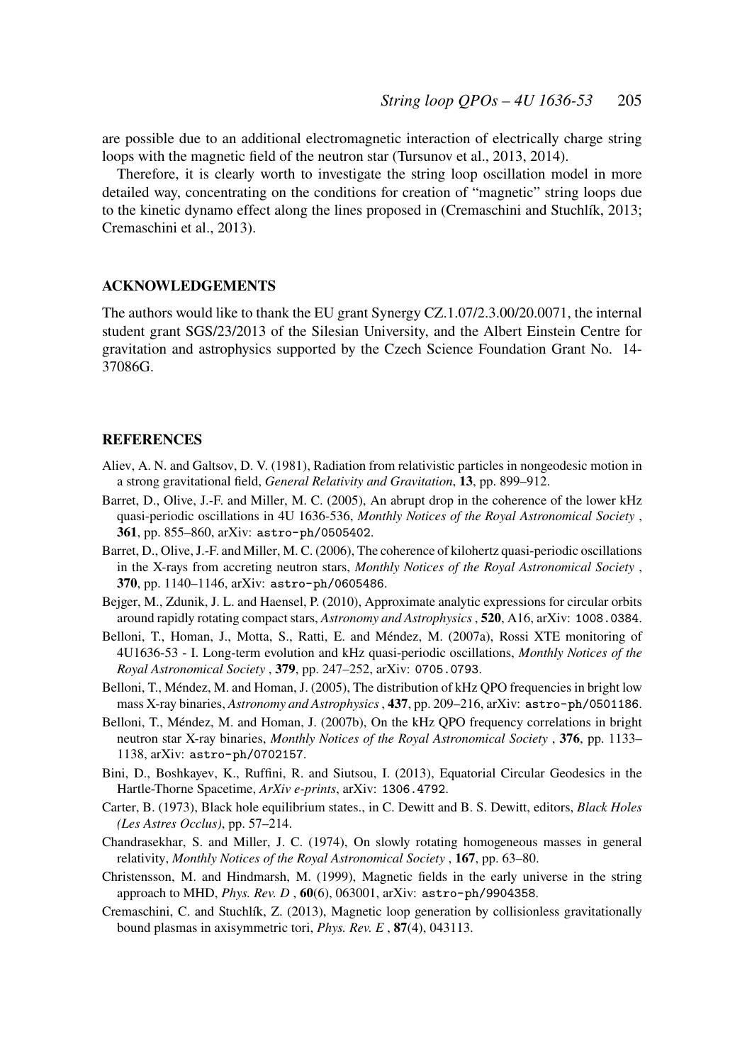are possible due to an additional electromagnetic interaction of electrically charge string loops with the magnetic field of the neutron star (Tursunov et al., 2013, 2014).

Therefore, it is clearly worth to investigate the string loop oscillation model in more detailed way, concentrating on the conditions for creation of "magnetic" string loops due to the kinetic dynamo effect along the lines proposed in (Cremaschini and Stuchlík, 2013; Cremaschini et al., 2013).

## ACKNOWLEDGEMENTS

The authors would like to thank the EU grant Synergy CZ.1.07/2.3.00/20.0071, the internal student grant SGS/23/2013 of the Silesian University, and the Albert Einstein Centre for gravitation and astrophysics supported by the Czech Science Foundation Grant No. 14-37086G.

## REFERENCES

Aliev, A. N. and Galtsov, D. V. (1981), Radiation from relativistic particles in nongeodesic motion in a strong gravitational field, *General Relativity and Gravitation*, **13**, pp. 899–912.

Barret, D., Olive, J.-F. and Miller, M. C. (2005), An abrupt drop in the coherence of the lower kHz quasi-periodic oscillations in 4U 1636-536, *Monthly Notices of the Royal Astronomical Society* , **361**, pp. 855–860, arXiv: `astro-ph/0505402`.

Barret, D., Olive, J.-F. and Miller, M. C. (2006), The coherence of kilohertz quasi-periodic oscillations in the X-rays from accreting neutron stars, *Monthly Notices of the Royal Astronomical Society* , **370**, pp. 1140–1146, arXiv: `astro-ph/0605486`.

Bejger, M., Zdunik, J. L. and Haensel, P. (2010), Approximate analytic expressions for circular orbits around rapidly rotating compact stars, *Astronomy and Astrophysics* , **520**, A16, arXiv: `1008.0384`.

Belloni, T., Homan, J., Motta, S., Ratti, E. and Méndez, M. (2007a), Rossi XTE monitoring of 4U1636-53 - I. Long-term evolution and kHz quasi-periodic oscillations, *Monthly Notices of the Royal Astronomical Society* , **379**, pp. 247–252, arXiv: `0705.0793`.

Belloni, T., Méndez, M. and Homan, J. (2005), The distribution of kHz QPO frequencies in bright low mass X-ray binaries, *Astronomy and Astrophysics* , **437**, pp. 209–216, arXiv: `astro-ph/0501186`.

Belloni, T., Méndez, M. and Homan, J. (2007b), On the kHz QPO frequency correlations in bright neutron star X-ray binaries, *Monthly Notices of the Royal Astronomical Society* , **376**, pp. 1133–1138, arXiv: `astro-ph/0702157`.

Bini, D., Boshkayev, K., Ruffini, R. and Siutsou, I. (2013), Equatorial Circular Geodesics in the Hartle-Thorne Spacetime, *ArXiv e-prints*, arXiv: `1306.4792`.

Carter, B. (1973), Black hole equilibrium states., in C. Dewitt and B. S. Dewitt, editors, *Black Holes (Les Astres Occlus)*, pp. 57–214.

Chandrasekhar, S. and Miller, J. C. (1974), On slowly rotating homogeneous masses in general relativity, *Monthly Notices of the Royal Astronomical Society* , **167**, pp. 63–80.

Christensson, M. and Hindmarsh, M. (1999), Magnetic fields in the early universe in the string approach to MHD, *Phys. Rev. D* , **60**(6), 063001, arXiv: `astro-ph/9904358`.

Cremaschini, C. and Stuchlík, Z. (2013), Magnetic loop generation by collisionless gravitationally bound plasmas in axisymmetric tori, *Phys. Rev. E* , **87**(4), 043113.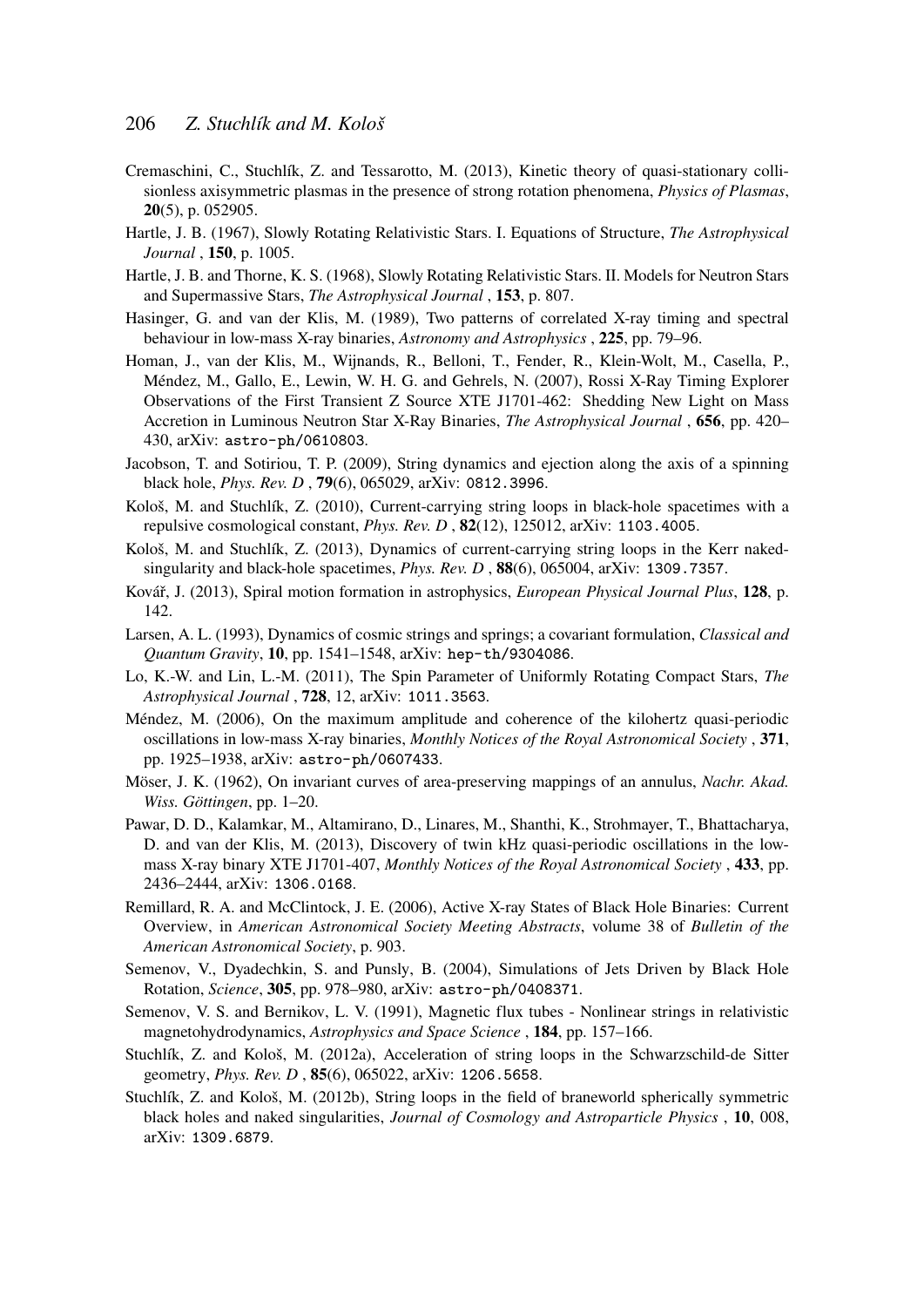Cremaschini, C., Stuchlík, Z. and Tessarotto, M. (2013), Kinetic theory of quasi-stationary collisionless axisymmetric plasmas in the presence of strong rotation phenomena, *Physics of Plasmas*, **20**(5), p. 052905.

Hartle, J. B. (1967), Slowly Rotating Relativistic Stars. I. Equations of Structure, *The Astrophysical Journal* , **150**, p. 1005.

Hartle, J. B. and Thorne, K. S. (1968), Slowly Rotating Relativistic Stars. II. Models for Neutron Stars and Supermassive Stars, *The Astrophysical Journal* , **153**, p. 807.

Hasinger, G. and van der Klis, M. (1989), Two patterns of correlated X-ray timing and spectral behaviour in low-mass X-ray binaries, *Astronomy and Astrophysics* , **225**, pp. 79–96.

Homan, J., van der Klis, M., Wijnands, R., Belloni, T., Fender, R., Klein-Wolt, M., Casella, P., Méndez, M., Gallo, E., Lewin, W. H. G. and Gehrels, N. (2007), Rossi X-Ray Timing Explorer Observations of the First Transient Z Source XTE J1701-462: Shedding New Light on Mass Accretion in Luminous Neutron Star X-Ray Binaries, *The Astrophysical Journal* , **656**, pp. 420–430, arXiv: astro-ph/0610803.

Jacobson, T. and Sotiriou, T. P. (2009), String dynamics and ejection along the axis of a spinning black hole, *Phys. Rev. D* , **79**(6), 065029, arXiv: 0812.3996.

Kološ, M. and Stuchlík, Z. (2010), Current-carrying string loops in black-hole spacetimes with a repulsive cosmological constant, *Phys. Rev. D* , **82**(12), 125012, arXiv: 1103.4005.

Kološ, M. and Stuchlík, Z. (2013), Dynamics of current-carrying string loops in the Kerr naked-singularity and black-hole spacetimes, *Phys. Rev. D* , **88**(6), 065004, arXiv: 1309.7357.

Kovář, J. (2013), Spiral motion formation in astrophysics, *European Physical Journal Plus*, **128**, p. 142.

Larsen, A. L. (1993), Dynamics of cosmic strings and springs; a covariant formulation, *Classical and Quantum Gravity*, **10**, pp. 1541–1548, arXiv: hep-th/9304086.

Lo, K.-W. and Lin, L.-M. (2011), The Spin Parameter of Uniformly Rotating Compact Stars, *The Astrophysical Journal* , **728**, 12, arXiv: 1011.3563.

Méndez, M. (2006), On the maximum amplitude and coherence of the kilohertz quasi-periodic oscillations in low-mass X-ray binaries, *Monthly Notices of the Royal Astronomical Society* , **371**, pp. 1925–1938, arXiv: astro-ph/0607433.

Möser, J. K. (1962), On invariant curves of area-preserving mappings of an annulus, *Nachr. Akad. Wiss. Göttingen*, pp. 1–20.

Pawar, D. D., Kalamkar, M., Altamirano, D., Linares, M., Shanthi, K., Strohmayer, T., Bhattacharya, D. and van der Klis, M. (2013), Discovery of twin kHz quasi-periodic oscillations in the low-mass X-ray binary XTE J1701-407, *Monthly Notices of the Royal Astronomical Society* , **433**, pp. 2436–2444, arXiv: 1306.0168.

Remillard, R. A. and McClintock, J. E. (2006), Active X-ray States of Black Hole Binaries: Current Overview, in *American Astronomical Society Meeting Abstracts*, volume 38 of *Bulletin of the American Astronomical Society*, p. 903.

Semenov, V., Dyadechkin, S. and Punsly, B. (2004), Simulations of Jets Driven by Black Hole Rotation, *Science*, **305**, pp. 978–980, arXiv: astro-ph/0408371.

Semenov, V. S. and Bernikov, L. V. (1991), Magnetic flux tubes - Nonlinear strings in relativistic magnetohydrodynamics, *Astrophysics and Space Science* , **184**, pp. 157–166.

Stuchlík, Z. and Kološ, M. (2012a), Acceleration of string loops in the Schwarzschild-de Sitter geometry, *Phys. Rev. D* , **85**(6), 065022, arXiv: 1206.5658.

Stuchlík, Z. and Kološ, M. (2012b), String loops in the field of braneworld spherically symmetric black holes and naked singularities, *Journal of Cosmology and Astroparticle Physics* , **10**, 008, arXiv: 1309.6879.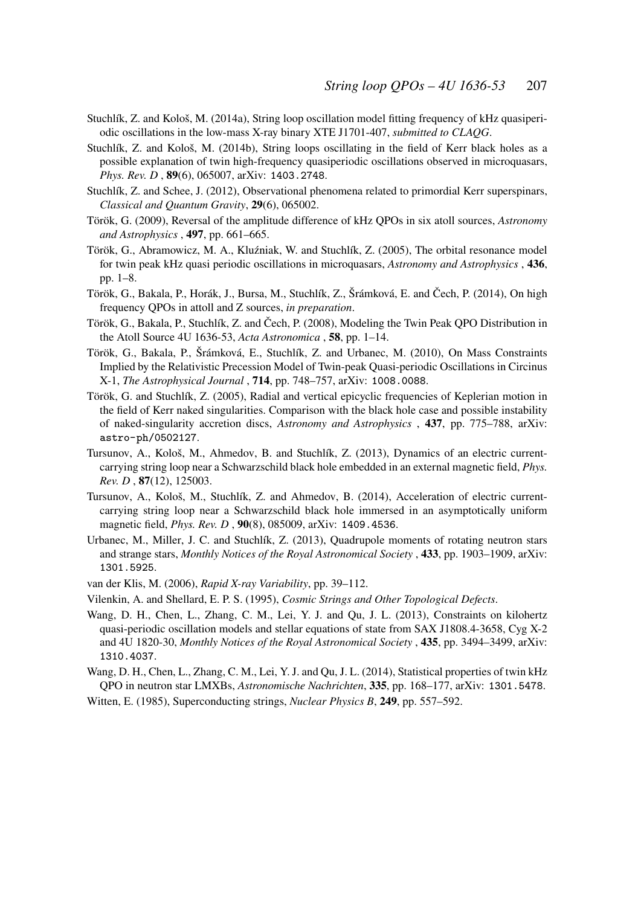Stuchlík, Z. and Kološ, M. (2014a), String loop oscillation model fitting frequency of kHz quasiperiodic oscillations in the low-mass X-ray binary XTE J1701-407, *submitted to CLAQG*.

Stuchlík, Z. and Kološ, M. (2014b), String loops oscillating in the field of Kerr black holes as a possible explanation of twin high-frequency quasiperiodic oscillations observed in microquasars, *Phys. Rev. D* , **89**(6), 065007, arXiv: 1403.2748.

Stuchlík, Z. and Schee, J. (2012), Observational phenomena related to primordial Kerr superspinars, *Classical and Quantum Gravity*, **29**(6), 065002.

Török, G. (2009), Reversal of the amplitude difference of kHz QPOs in six atoll sources, *Astronomy and Astrophysics* , **497**, pp. 661–665.

Török, G., Abramowicz, M. A., Kluźniak, W. and Stuchlík, Z. (2005), The orbital resonance model for twin peak kHz quasi periodic oscillations in microquasars, *Astronomy and Astrophysics* , **436**, pp. 1–8.

Török, G., Bakala, P., Horák, J., Bursa, M., Stuchlík, Z., Šrámková, E. and Čech, P. (2014), On high frequency QPOs in attoll and Z sources, *in preparation*.

Török, G., Bakala, P., Stuchlík, Z. and Čech, P. (2008), Modeling the Twin Peak QPO Distribution in the Atoll Source 4U 1636-53, *Acta Astronomica* , **58**, pp. 1–14.

Török, G., Bakala, P., Šrámková, E., Stuchlík, Z. and Urbanec, M. (2010), On Mass Constraints Implied by the Relativistic Precession Model of Twin-peak Quasi-periodic Oscillations in Circinus X-1, *The Astrophysical Journal* , **714**, pp. 748–757, arXiv: 1008.0088.

Török, G. and Stuchlík, Z. (2005), Radial and vertical epicyclic frequencies of Keplerian motion in the field of Kerr naked singularities. Comparison with the black hole case and possible instability of naked-singularity accretion discs, *Astronomy and Astrophysics* , **437**, pp. 775–788, arXiv: astro-ph/0502127.

Tursunov, A., Kološ, M., Ahmedov, B. and Stuchlík, Z. (2013), Dynamics of an electric current-carrying string loop near a Schwarzschild black hole embedded in an external magnetic field, *Phys. Rev. D* , **87**(12), 125003.

Tursunov, A., Kološ, M., Stuchlík, Z. and Ahmedov, B. (2014), Acceleration of electric current-carrying string loop near a Schwarzschild black hole immersed in an asymptotically uniform magnetic field, *Phys. Rev. D* , **90**(8), 085009, arXiv: 1409.4536.

Urbanec, M., Miller, J. C. and Stuchlík, Z. (2013), Quadrupole moments of rotating neutron stars and strange stars, *Monthly Notices of the Royal Astronomical Society* , **433**, pp. 1903–1909, arXiv: 1301.5925.

van der Klis, M. (2006), *Rapid X-ray Variability*, pp. 39–112.

Vilenkin, A. and Shellard, E. P. S. (1995), *Cosmic Strings and Other Topological Defects*.

Wang, D. H., Chen, L., Zhang, C. M., Lei, Y. J. and Qu, J. L. (2013), Constraints on kilohertz quasi-periodic oscillation models and stellar equations of state from SAX J1808.4-3658, Cyg X-2 and 4U 1820-30, *Monthly Notices of the Royal Astronomical Society* , **435**, pp. 3494–3499, arXiv: 1310.4037.

Wang, D. H., Chen, L., Zhang, C. M., Lei, Y. J. and Qu, J. L. (2014), Statistical properties of twin kHz QPO in neutron star LMXBs, *Astronomische Nachrichten*, **335**, pp. 168–177, arXiv: 1301.5478.

Witten, E. (1985), Superconducting strings, *Nuclear Physics B*, **249**, pp. 557–592.